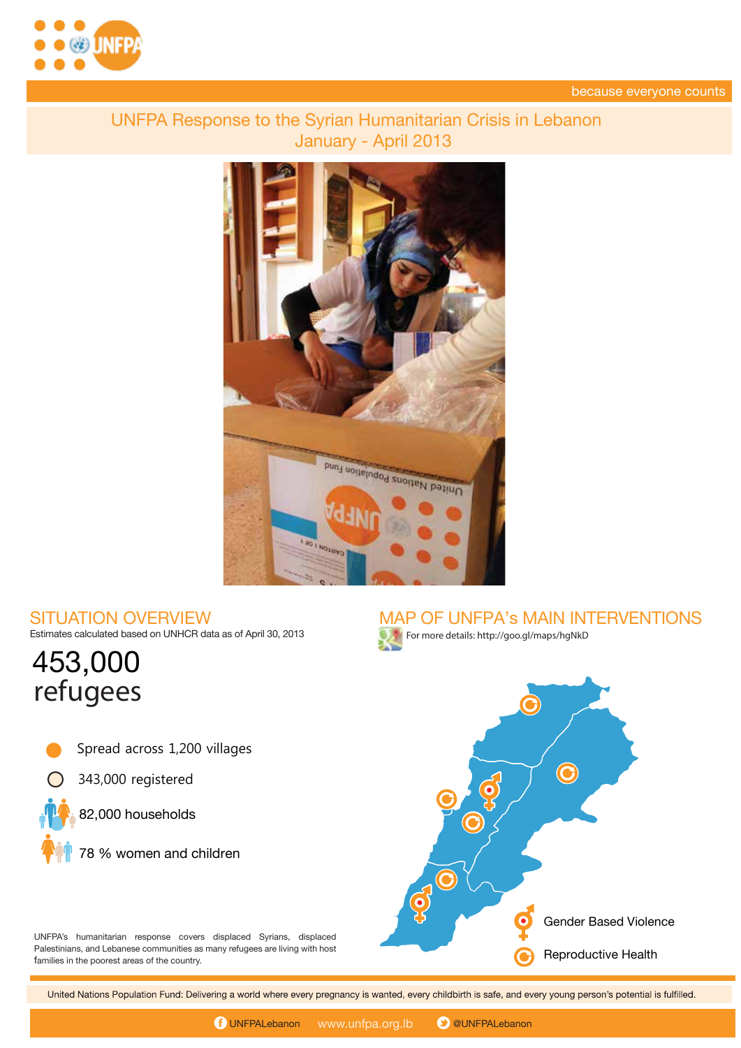because everyone counts

# UNFPA Response to the Syrian Humanitarian Crisis in Lebanon
## January - April 2013

## SITUATION OVERVIEW

Estimates calculated based on UNHCR data as of April 30, 2013

**453,000 refugees**

- Spread across 1,200 villages
- 343,000 registered
- 82,000 households
- 78 % women and children

UNFPA's humanitarian response covers displaced Syrians, displaced Palestinians, and Lebanese communities as many refugees are living with host families in the poorest areas of the country.

## MAP OF UNFPA's MAIN INTERVENTIONS

For more details: http://goo.gl/maps/hgNkD

- Gender Based Violence
- Reproductive Health

United Nations Population Fund: Delivering a world where every pregnancy is wanted, every childbirth is safe, and every young person's potential is fulfilled.

UNFPALebanon  www.unfpa.org.lb  @UNFPALebanon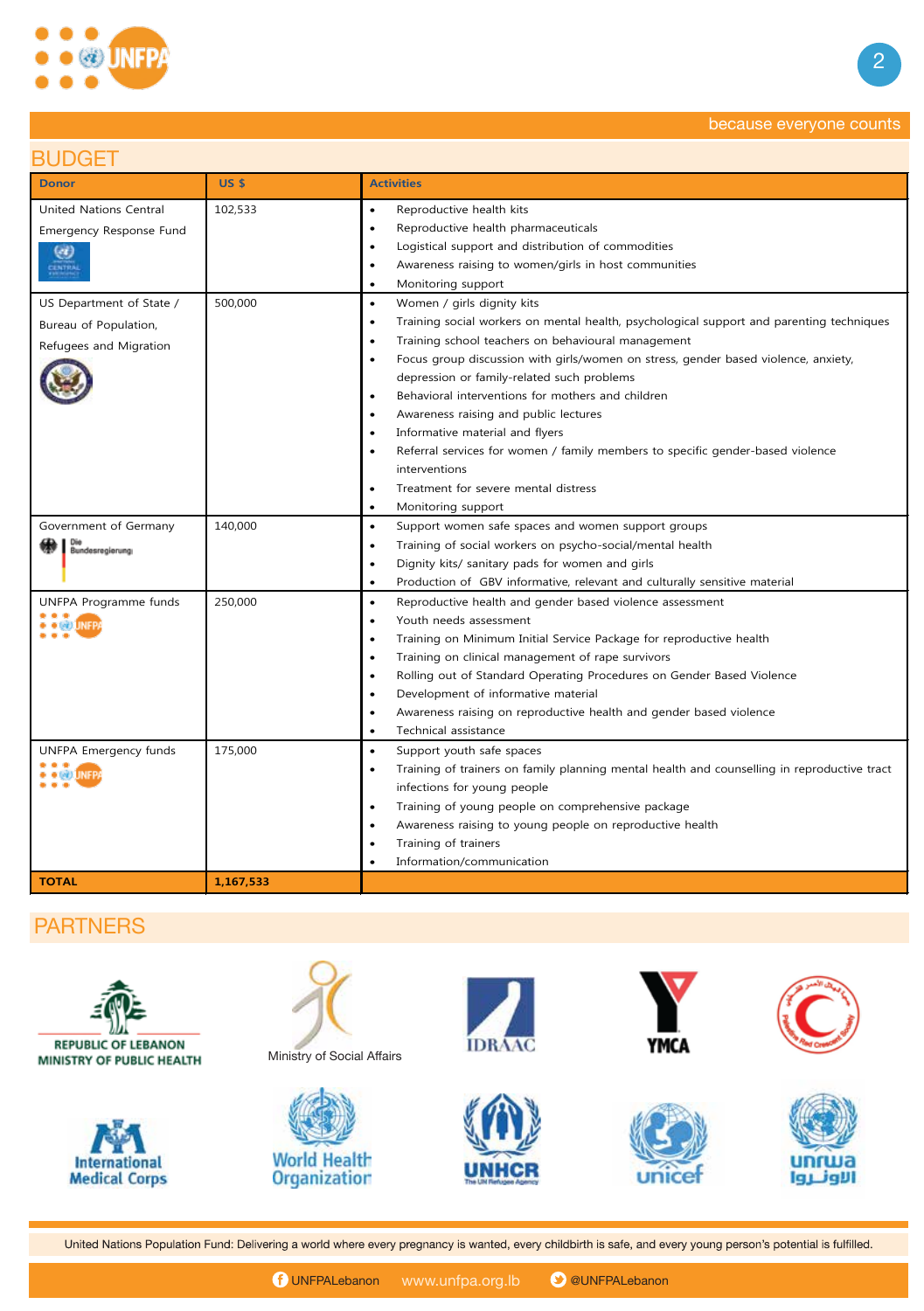## BUDGET

| Donor | US $ | Activities |
|---|---|---|
| United Nations Central Emergency Response Fund | 102,533 | • Reproductive health kits<br>• Reproductive health pharmaceuticals<br>• Logistical support and distribution of commodities<br>• Awareness raising to women/girls in host communities<br>• Monitoring support |
| US Department of State / Bureau of Population, Refugees and Migration | 500,000 | • Women / girls dignity kits<br>• Training social workers on mental health, psychological support and parenting techniques<br>• Training school teachers on behavioural management<br>• Focus group discussion with girls/women on stress, gender based violence, anxiety, depression or family-related such problems<br>• Behavioral interventions for mothers and children<br>• Awareness raising and public lectures<br>• Informative material and flyers<br>• Referral services for women / family members to specific gender-based violence interventions<br>• Treatment for severe mental distress<br>• Monitoring support |
| Government of Germany | 140,000 | • Support women safe spaces and women support groups<br>• Training of social workers on psycho-social/mental health<br>• Dignity kits/ sanitary pads for women and girls<br>• Production of GBV informative, relevant and culturally sensitive material |
| UNFPA Programme funds | 250,000 | • Reproductive health and gender based violence assessment<br>• Youth needs assessment<br>• Training on Minimum Initial Service Package for reproductive health<br>• Training on clinical management of rape survivors<br>• Rolling out of Standard Operating Procedures on Gender Based Violence<br>• Development of informative material<br>• Awareness raising on reproductive health and gender based violence<br>• Technical assistance |
| UNFPA Emergency funds | 175,000 | • Support youth safe spaces<br>• Training of trainers on family planning mental health and counselling in reproductive tract infections for young people<br>• Training of young people on comprehensive package<br>• Awareness raising to young people on reproductive health<br>• Training of trainers<br>• Information/communication |
| **TOTAL** | **1,167,533** | |

## PARTNERS

Republic of Lebanon Ministry of Public Health

Ministry of Social Affairs

IDRAAC

YMCA

Palestine Red Crescent Society

International Medical Corps

World Health Organization

UNHCR The UN Refugee Agency

unicef

unrwa الأونروا

United Nations Population Fund: Delivering a world where every pregnancy is wanted, every childbirth is safe, and every young person's potential is fulfilled.

UNFPALebanon www.unfpa.org.lb @UNFPALebanon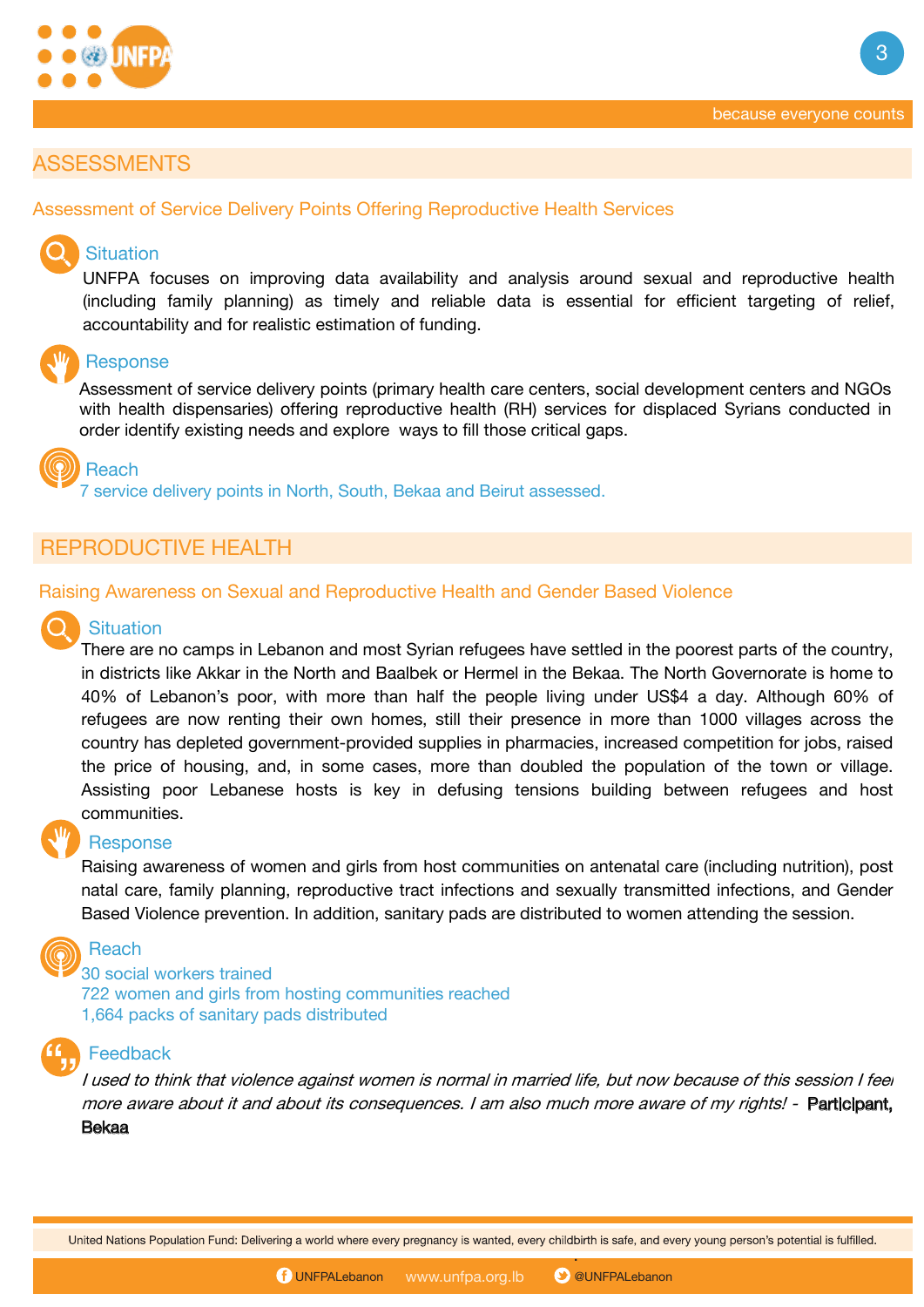## ASSESSMENTS

### Assessment of Service Delivery Points Offering Reproductive Health Services

#### Situation

UNFPA focuses on improving data availability and analysis around sexual and reproductive health (including family planning) as timely and reliable data is essential for efficient targeting of relief, accountability and for realistic estimation of funding.

#### Response

Assessment of service delivery points (primary health care centers, social development centers and NGOs with health dispensaries) offering reproductive health (RH) services for displaced Syrians conducted in order identify existing needs and explore ways to fill those critical gaps.

#### Reach

7 service delivery points in North, South, Bekaa and Beirut assessed.

## REPRODUCTIVE HEALTH

### Raising Awareness on Sexual and Reproductive Health and Gender Based Violence

#### Situation

There are no camps in Lebanon and most Syrian refugees have settled in the poorest parts of the country, in districts like Akkar in the North and Baalbek or Hermel in the Bekaa. The North Governorate is home to 40% of Lebanon's poor, with more than half the people living under US$4 a day. Although 60% of refugees are now renting their own homes, still their presence in more than 1000 villages across the country has depleted government-provided supplies in pharmacies, increased competition for jobs, raised the price of housing, and, in some cases, more than doubled the population of the town or village. Assisting poor Lebanese hosts is key in defusing tensions building between refugees and host communities.

#### Response

Raising awareness of women and girls from host communities on antenatal care (including nutrition), post natal care, family planning, reproductive tract infections and sexually transmitted infections, and Gender Based Violence prevention. In addition, sanitary pads are distributed to women attending the session.

#### Reach

30 social workers trained
722 women and girls from hosting communities reached
1,664 packs of sanitary pads distributed

#### Feedback

*I used to think that violence against women is normal in married life, but now because of this session I feel more aware about it and about its consequences. I am also much more aware of my rights!* - Participant, Bekaa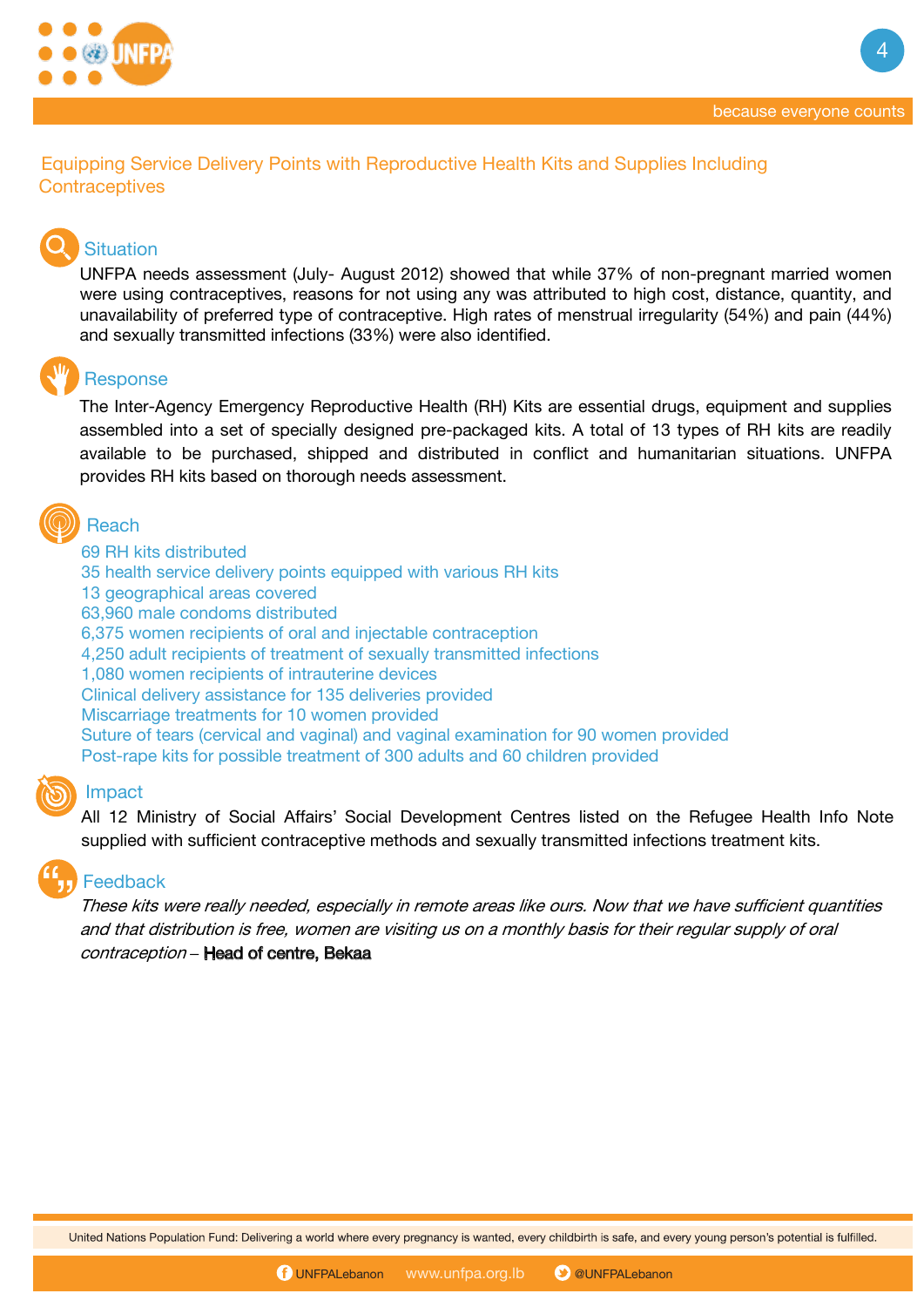## Equipping Service Delivery Points with Reproductive Health Kits and Supplies Including Contraceptives

### Situation

UNFPA needs assessment (July- August 2012) showed that while 37% of non-pregnant married women were using contraceptives, reasons for not using any was attributed to high cost, distance, quantity, and unavailability of preferred type of contraceptive. High rates of menstrual irregularity (54%) and pain (44%) and sexually transmitted infections (33%) were also identified.

### Response

The Inter-Agency Emergency Reproductive Health (RH) Kits are essential drugs, equipment and supplies assembled into a set of specially designed pre-packaged kits. A total of 13 types of RH kits are readily available to be purchased, shipped and distributed in conflict and humanitarian situations. UNFPA provides RH kits based on thorough needs assessment.

### Reach

69 RH kits distributed
35 health service delivery points equipped with various RH kits
13 geographical areas covered
63,960 male condoms distributed
6,375 women recipients of oral and injectable contraception
4,250 adult recipients of treatment of sexually transmitted infections
1,080 women recipients of intrauterine devices
Clinical delivery assistance for 135 deliveries provided
Miscarriage treatments for 10 women provided
Suture of tears (cervical and vaginal) and vaginal examination for 90 women provided
Post-rape kits for possible treatment of 300 adults and 60 children provided

### Impact

All 12 Ministry of Social Affairs' Social Development Centres listed on the Refugee Health Info Note supplied with sufficient contraceptive methods and sexually transmitted infections treatment kits.

### Feedback

*These kits were really needed, especially in remote areas like ours. Now that we have sufficient quantities and that distribution is free, women are visiting us on a monthly basis for their regular supply of oral contraception* – Head of centre, Bekaa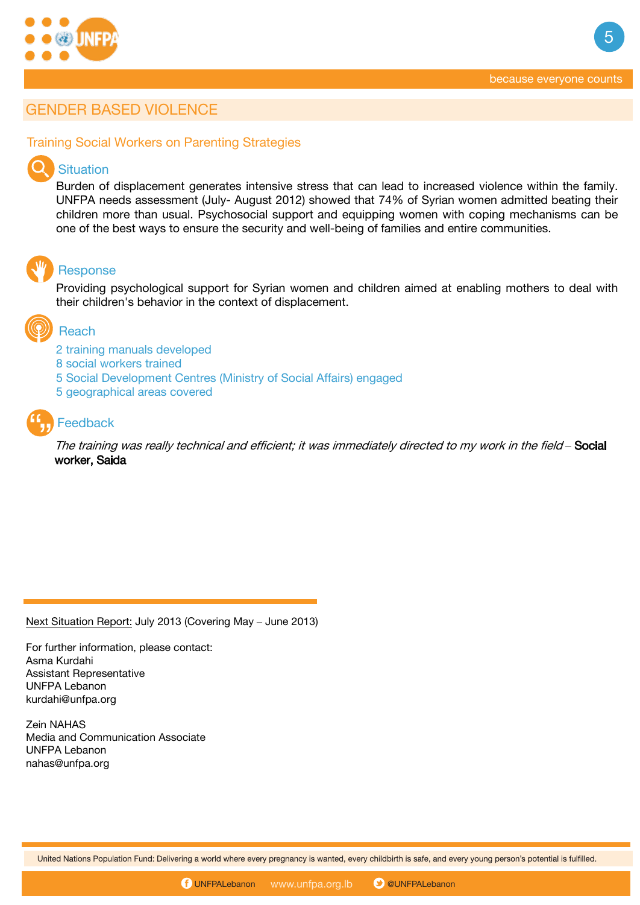## GENDER BASED VIOLENCE

### Training Social Workers on Parenting Strategies

#### Situation

Burden of displacement generates intensive stress that can lead to increased violence within the family. UNFPA needs assessment (July- August 2012) showed that 74% of Syrian women admitted beating their children more than usual. Psychosocial support and equipping women with coping mechanisms can be one of the best ways to ensure the security and well-being of families and entire communities.

#### Response

Providing psychological support for Syrian women and children aimed at enabling mothers to deal with their children's behavior in the context of displacement.

#### Reach

2 training manuals developed
8 social workers trained
5 Social Development Centres (Ministry of Social Affairs) engaged
5 geographical areas covered

#### Feedback

*The training was really technical and efficient; it was immediately directed to my work in the field* – **Social worker, Saida**

---

Next Situation Report: July 2013 (Covering May – June 2013)

For further information, please contact:
Asma Kurdahi
Assistant Representative
UNFPA Lebanon
kurdahi@unfpa.org

Zein NAHAS
Media and Communication Associate
UNFPA Lebanon
nahas@unfpa.org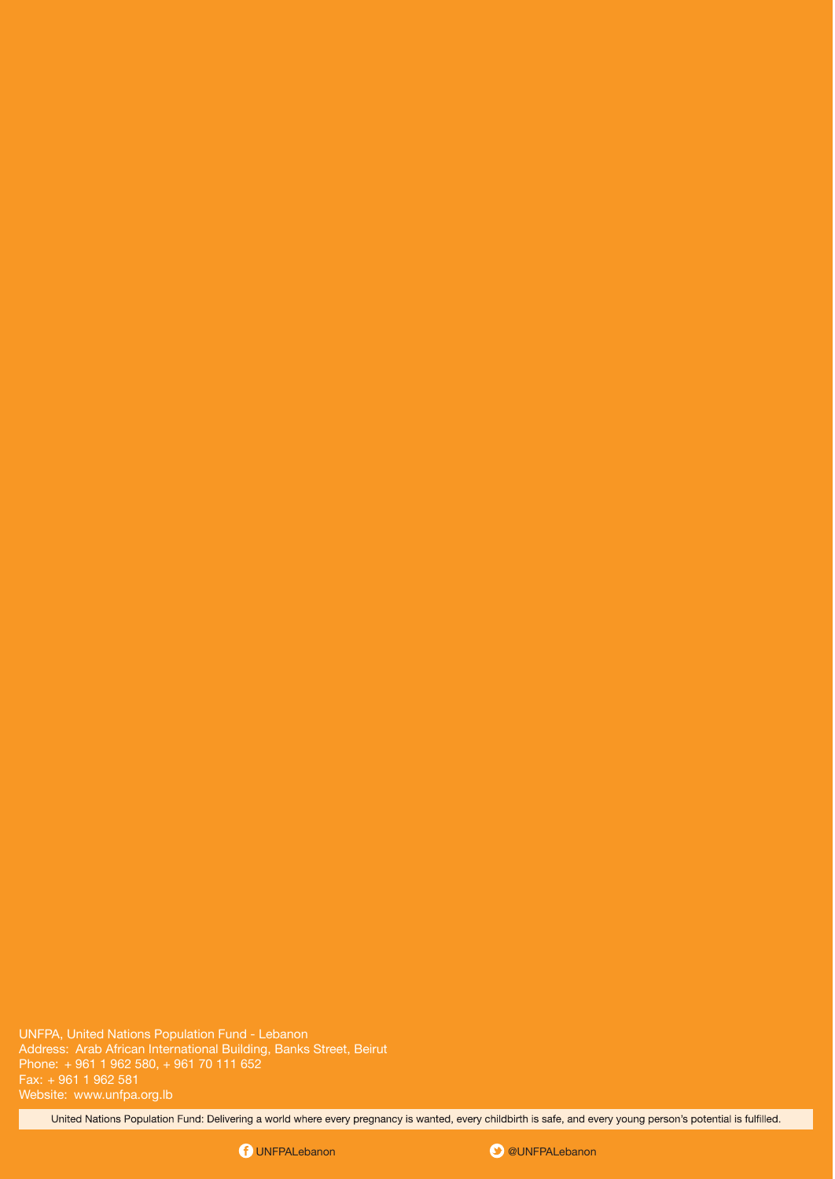UNFPA, United Nations Population Fund - Lebanon
Address: Arab African International Building, Banks Street, Beirut
Phone: + 961 1 962 580, + 961 70 111 652
Fax: + 961 1 962 581
Website: www.unfpa.org.lb

United Nations Population Fund: Delivering a world where every pregnancy is wanted, every childbirth is safe, and every young person's potential is fulfilled.

UNFPALebanon

@UNFPALebanon